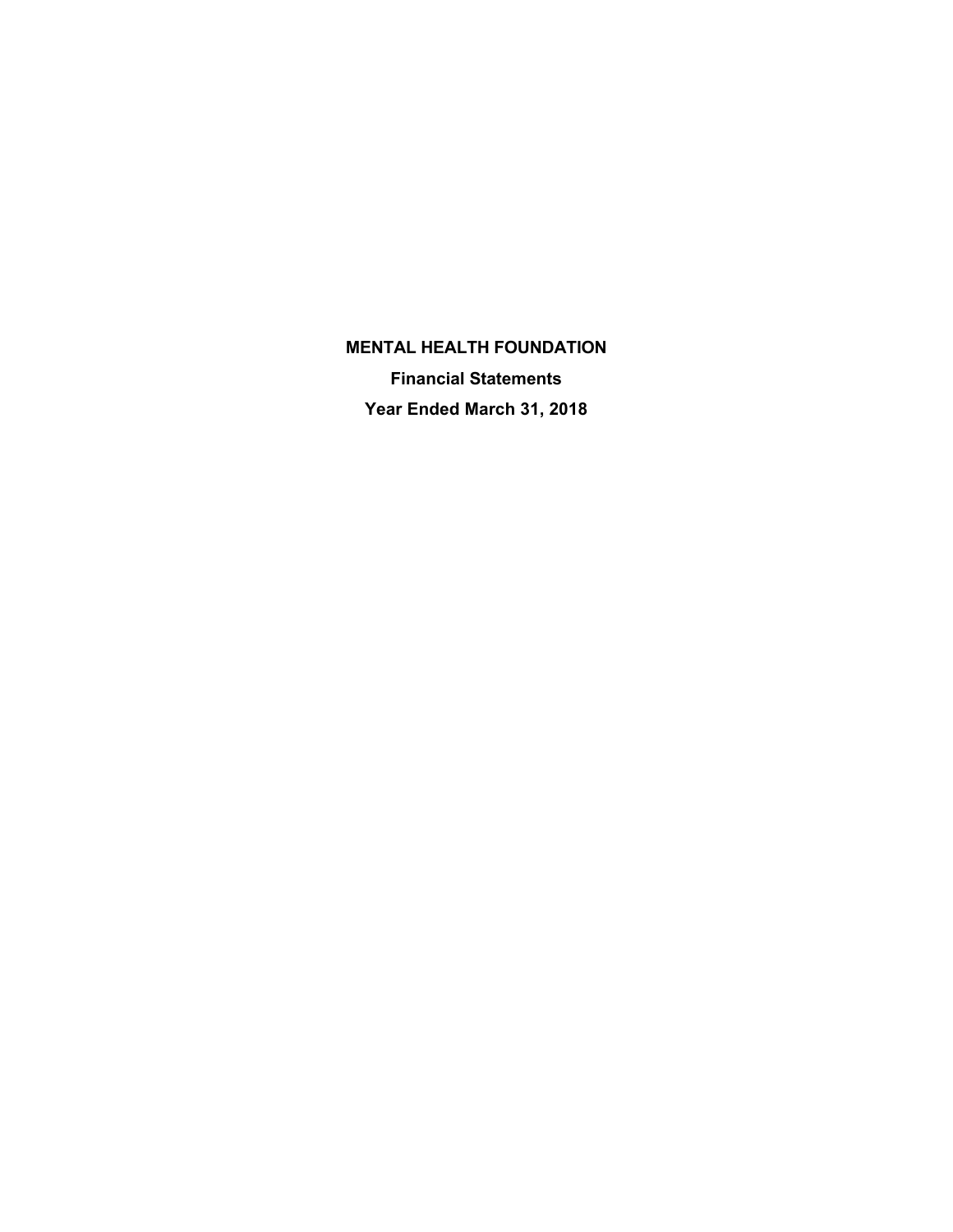# MENTAL HEALTH FOUNDATION

## Financial Statements

## Year Ended March 31, 2018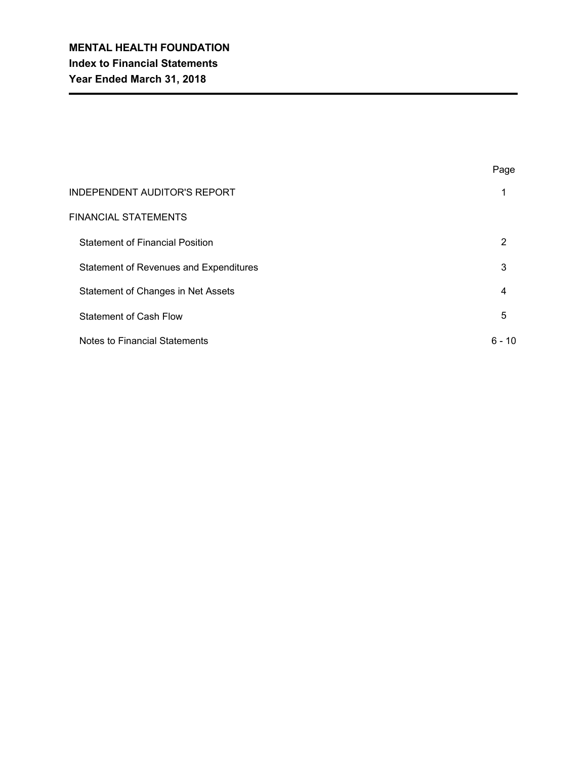# MENTAL HEALTH FOUNDATION

## Index to Financial Statements

## Year Ended March 31, 2018

| | Page |
|---|---|
| INDEPENDENT AUDITOR'S REPORT | 1 |
| FINANCIAL STATEMENTS | |
| Statement of Financial Position | 2 |
| Statement of Revenues and Expenditures | 3 |
| Statement of Changes in Net Assets | 4 |
| Statement of Cash Flow | 5 |
| Notes to Financial Statements | 6 - 10 |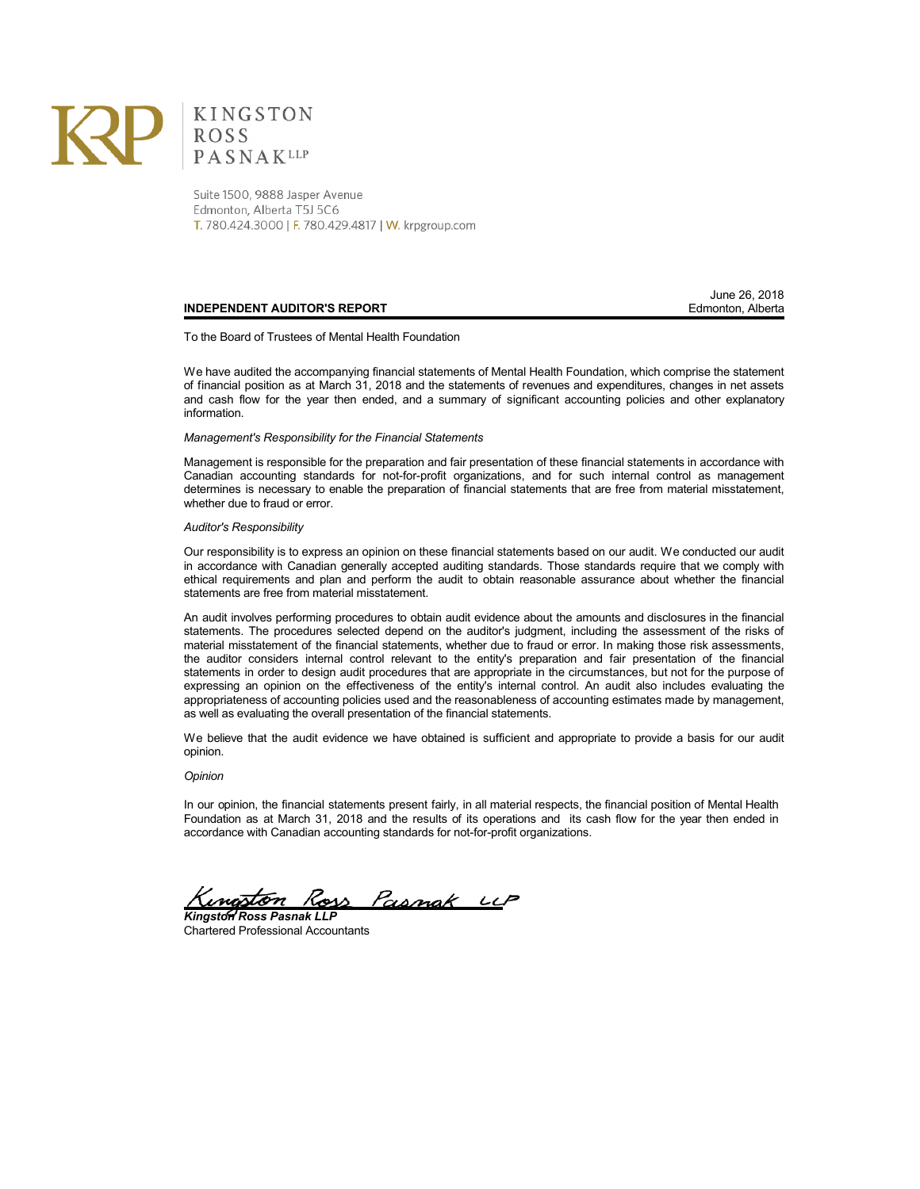KINGSTON
ROSS
PASNAK LLP

Suite 1500, 9888 Jasper Avenue
Edmonton, Alberta T5J 5C6
T. 780.424.3000 | F. 780.429.4817 | W. krpgroup.com

June 26, 2018
Edmonton, Alberta

**INDEPENDENT AUDITOR'S REPORT**

To the Board of Trustees of Mental Health Foundation

We have audited the accompanying financial statements of Mental Health Foundation, which comprise the statement of financial position as at March 31, 2018 and the statements of revenues and expenditures, changes in net assets and cash flow for the year then ended, and a summary of significant accounting policies and other explanatory information.

*Management's Responsibility for the Financial Statements*

Management is responsible for the preparation and fair presentation of these financial statements in accordance with Canadian accounting standards for not-for-profit organizations, and for such internal control as management determines is necessary to enable the preparation of financial statements that are free from material misstatement, whether due to fraud or error.

*Auditor's Responsibility*

Our responsibility is to express an opinion on these financial statements based on our audit. We conducted our audit in accordance with Canadian generally accepted auditing standards. Those standards require that we comply with ethical requirements and plan and perform the audit to obtain reasonable assurance about whether the financial statements are free from material misstatement.

An audit involves performing procedures to obtain audit evidence about the amounts and disclosures in the financial statements. The procedures selected depend on the auditor's judgment, including the assessment of the risks of material misstatement of the financial statements, whether due to fraud or error. In making those risk assessments, the auditor considers internal control relevant to the entity's preparation and fair presentation of the financial statements in order to design audit procedures that are appropriate in the circumstances, but not for the purpose of expressing an opinion on the effectiveness of the entity's internal control. An audit also includes evaluating the appropriateness of accounting policies used and the reasonableness of accounting estimates made by management, as well as evaluating the overall presentation of the financial statements.

We believe that the audit evidence we have obtained is sufficient and appropriate to provide a basis for our audit opinion.

*Opinion*

In our opinion, the financial statements present fairly, in all material respects, the financial position of Mental Health Foundation as at March 31, 2018 and the results of its operations and its cash flow for the year then ended in accordance with Canadian accounting standards for not-for-profit organizations.

Kingston Ross Pasnak LLP

***Kingston Ross Pasnak LLP***
Chartered Professional Accountants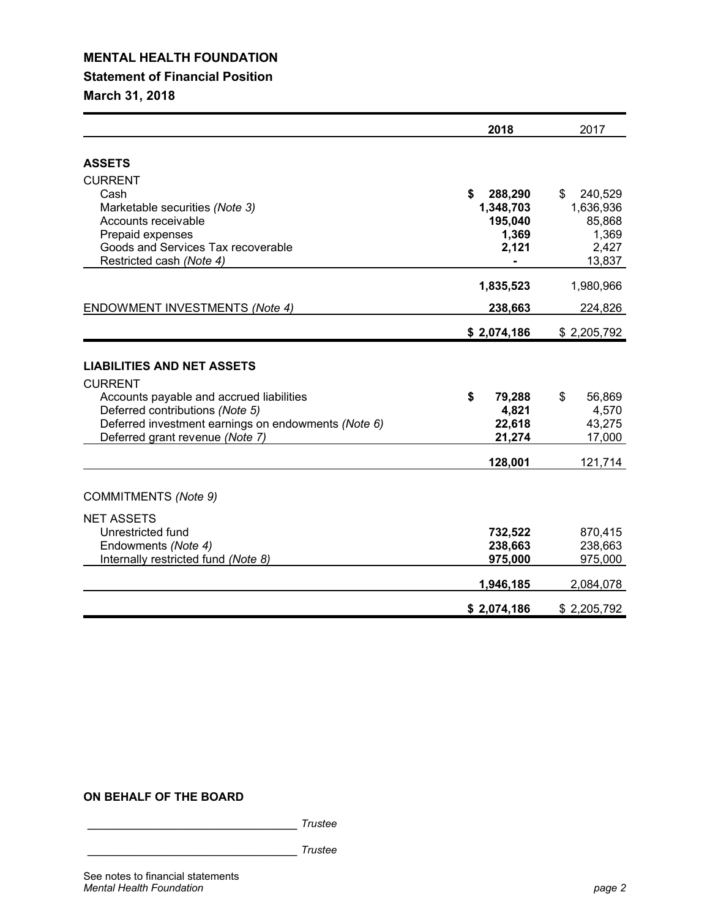# MENTAL HEALTH FOUNDATION

## Statement of Financial Position

## March 31, 2018

| | 2018 | 2017 |
|---|---|---|
| **ASSETS** | | |
| CURRENT | | |
| Cash | **$ 288,290** | $ 240,529 |
| Marketable securities *(Note 3)* | **1,348,703** | 1,636,936 |
| Accounts receivable | **195,040** | 85,868 |
| Prepaid expenses | **1,369** | 1,369 |
| Goods and Services Tax recoverable | **2,121** | 2,427 |
| Restricted cash *(Note 4)* | **-** | 13,837 |
| | **1,835,523** | 1,980,966 |
| ENDOWMENT INVESTMENTS *(Note 4)* | **238,663** | 224,826 |
| | **$ 2,074,186** | $ 2,205,792 |
| **LIABILITIES AND NET ASSETS** | | |
| CURRENT | | |
| Accounts payable and accrued liabilities | **$ 79,288** | $ 56,869 |
| Deferred contributions *(Note 5)* | **4,821** | 4,570 |
| Deferred investment earnings on endowments *(Note 6)* | **22,618** | 43,275 |
| Deferred grant revenue *(Note 7)* | **21,274** | 17,000 |
| | **128,001** | 121,714 |
| COMMITMENTS *(Note 9)* | | |
| NET ASSETS | | |
| Unrestricted fund | **732,522** | 870,415 |
| Endowments *(Note 4)* | **238,663** | 238,663 |
| Internally restricted fund *(Note 8)* | **975,000** | 975,000 |
| | **1,946,185** | 2,084,078 |
| | **$ 2,074,186** | $ 2,205,792 |

**ON BEHALF OF THE BOARD**

\_\_\_\_\_\_\_\_\_\_\_\_\_\_\_\_\_\_\_\_\_\_\_\_\_\_\_\_\_\_\_\_ *Trustee*

\_\_\_\_\_\_\_\_\_\_\_\_\_\_\_\_\_\_\_\_\_\_\_\_\_\_\_\_\_\_\_\_ *Trustee*

See notes to financial statements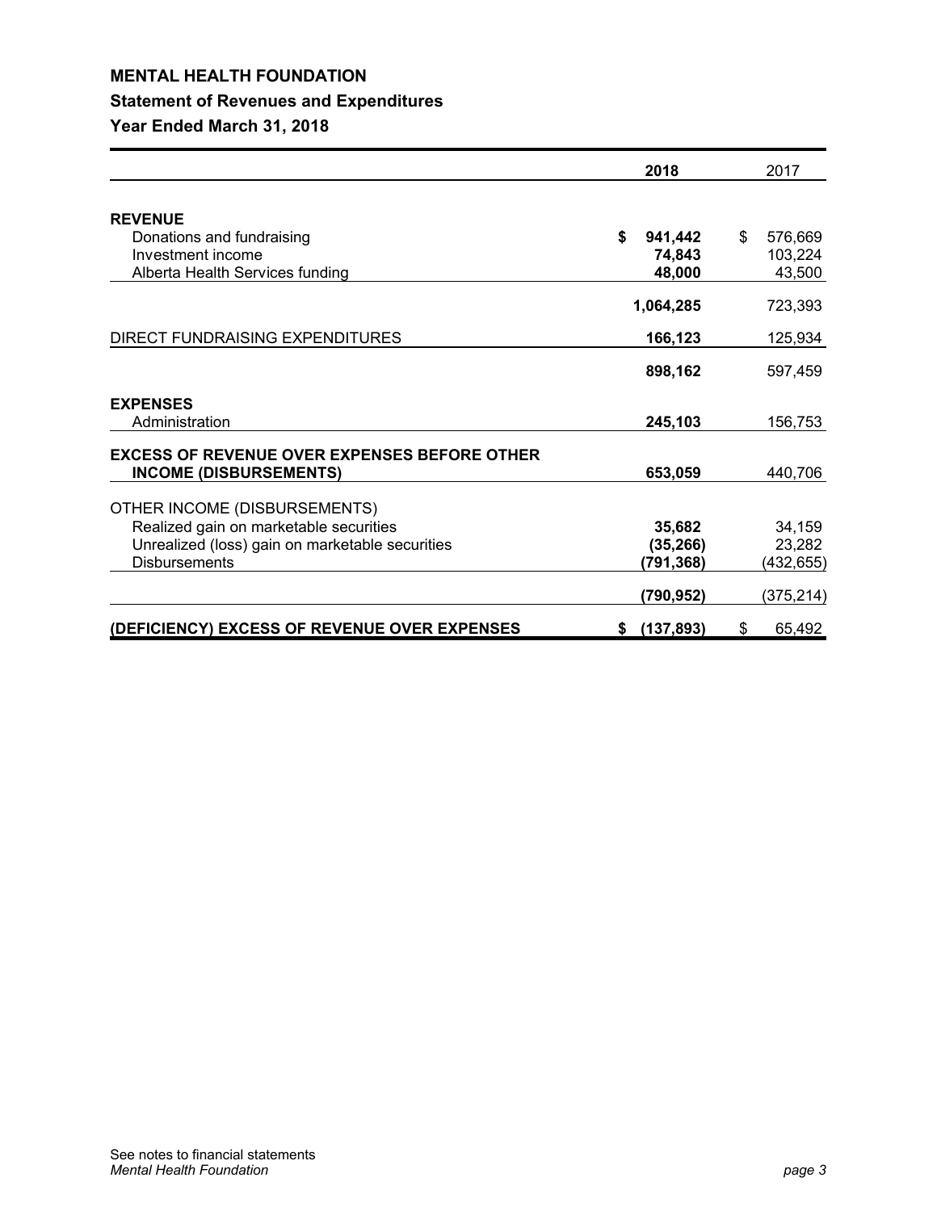# MENTAL HEALTH FOUNDATION

## Statement of Revenues and Expenditures

### Year Ended March 31, 2018

| | 2018 | 2017 |
|---|---|---|
| **REVENUE** | | |
| Donations and fundraising | **$ 941,442** | $ 576,669 |
| Investment income | **74,843** | 103,224 |
| Alberta Health Services funding | **48,000** | 43,500 |
| | **1,064,285** | 723,393 |
| DIRECT FUNDRAISING EXPENDITURES | **166,123** | 125,934 |
| | **898,162** | 597,459 |
| **EXPENSES** | | |
| Administration | **245,103** | 156,753 |
| **EXCESS OF REVENUE OVER EXPENSES BEFORE OTHER INCOME (DISBURSEMENTS)** | **653,059** | 440,706 |
| OTHER INCOME (DISBURSEMENTS) | | |
| Realized gain on marketable securities | **35,682** | 34,159 |
| Unrealized (loss) gain on marketable securities | **(35,266)** | 23,282 |
| Disbursements | **(791,368)** | (432,655) |
| | **(790,952)** | (375,214) |
| **(DEFICIENCY) EXCESS OF REVENUE OVER EXPENSES** | **$ (137,893)** | $ 65,492 |

See notes to financial statements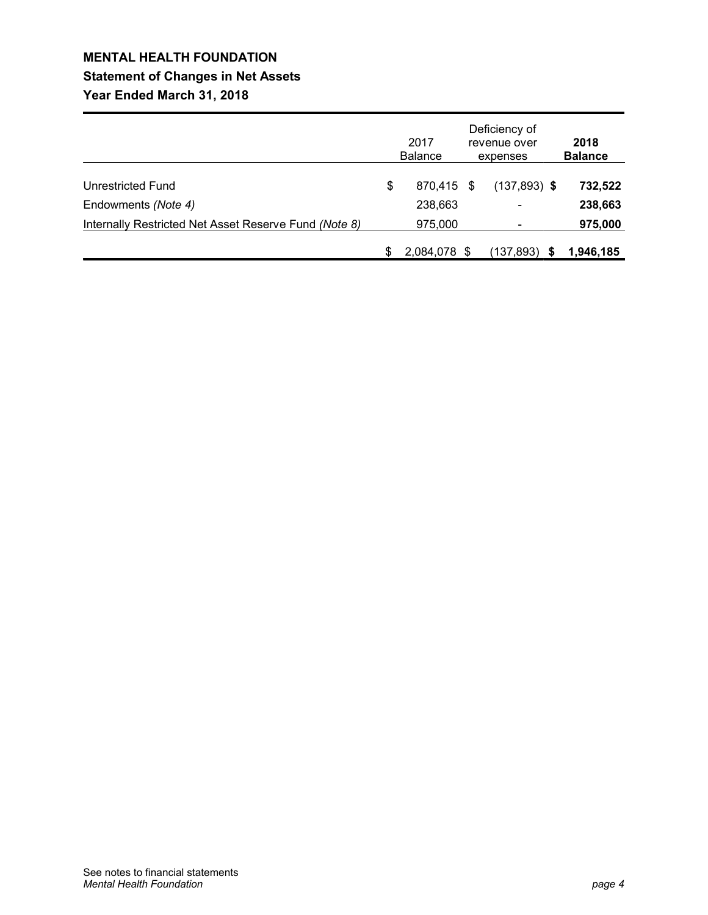# MENTAL HEALTH FOUNDATION

## Statement of Changes in Net Assets

## Year Ended March 31, 2018

| | 2017 Balance | Deficiency of revenue over expenses | **2018 Balance** |
|---|---|---|---|
| Unrestricted Fund | $ 870,415 | $ (137,893) | **$ 732,522** |
| Endowments *(Note 4)* | 238,663 | - | **238,663** |
| Internally Restricted Net Asset Reserve Fund *(Note 8)* | 975,000 | - | **975,000** |
| | $ 2,084,078 | $ (137,893) | **$ 1,946,185** |

See notes to financial statements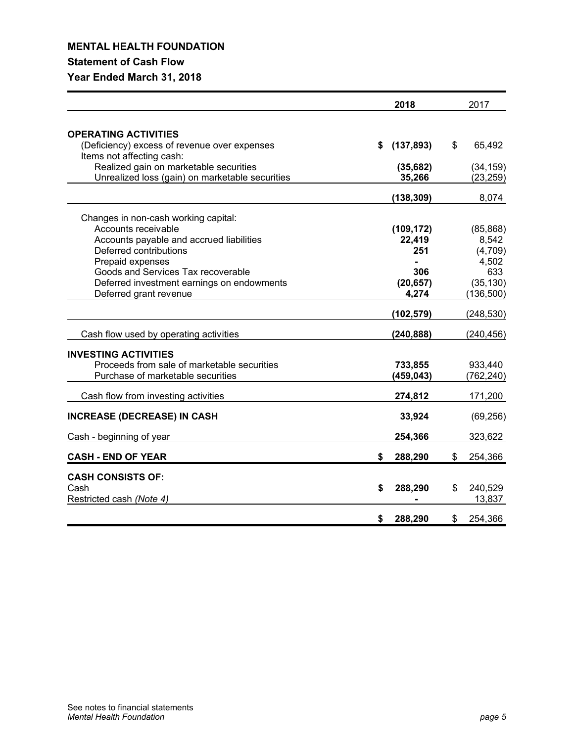# MENTAL HEALTH FOUNDATION

## Statement of Cash Flow

## Year Ended March 31, 2018

| | 2018 | 2017 |
|---|---|---|
| **OPERATING ACTIVITIES** | | |
| (Deficiency) excess of revenue over expenses | **$ (137,893)** | $ 65,492 |
| Items not affecting cash: | | |
| Realized gain on marketable securities | **(35,682)** | (34,159) |
| Unrealized loss (gain) on marketable securities | **35,266** | (23,259) |
| | **(138,309)** | 8,074 |
| Changes in non-cash working capital: | | |
| Accounts receivable | **(109,172)** | (85,868) |
| Accounts payable and accrued liabilities | **22,419** | 8,542 |
| Deferred contributions | **251** | (4,709) |
| Prepaid expenses | **-** | 4,502 |
| Goods and Services Tax recoverable | **306** | 633 |
| Deferred investment earnings on endowments | **(20,657)** | (35,130) |
| Deferred grant revenue | **4,274** | (136,500) |
| | **(102,579)** | (248,530) |
| Cash flow used by operating activities | **(240,888)** | (240,456) |
| **INVESTING ACTIVITIES** | | |
| Proceeds from sale of marketable securities | **733,855** | 933,440 |
| Purchase of marketable securities | **(459,043)** | (762,240) |
| Cash flow from investing activities | **274,812** | 171,200 |
| **INCREASE (DECREASE) IN CASH** | **33,924** | (69,256) |
| Cash - beginning of year | **254,366** | 323,622 |
| **CASH - END OF YEAR** | **$ 288,290** | $ 254,366 |
| **CASH CONSISTS OF:** | | |
| Cash | **$ 288,290** | $ 240,529 |
| Restricted cash *(Note 4)* | **-** | 13,837 |
| | **$ 288,290** | $ 254,366 |

See notes to financial statements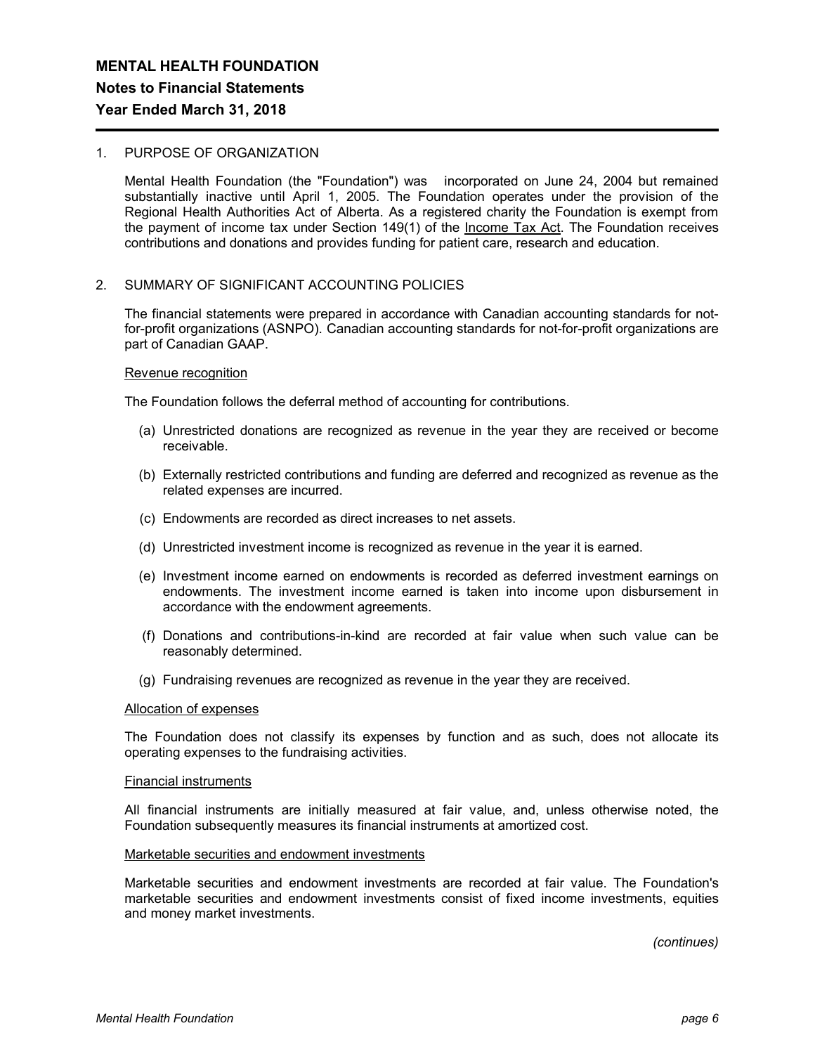# MENTAL HEALTH FOUNDATION

## Notes to Financial Statements

## Year Ended March 31, 2018

1. PURPOSE OF ORGANIZATION

   Mental Health Foundation (the "Foundation") was incorporated on June 24, 2004 but remained substantially inactive until April 1, 2005. The Foundation operates under the provision of the Regional Health Authorities Act of Alberta. As a registered charity the Foundation is exempt from the payment of income tax under Section 149(1) of the Income Tax Act. The Foundation receives contributions and donations and provides funding for patient care, research and education.

2. SUMMARY OF SIGNIFICANT ACCOUNTING POLICIES

   The financial statements were prepared in accordance with Canadian accounting standards for not-for-profit organizations (ASNPO). Canadian accounting standards for not-for-profit organizations are part of Canadian GAAP.

   Revenue recognition

   The Foundation follows the deferral method of accounting for contributions.

   (a) Unrestricted donations are recognized as revenue in the year they are received or become receivable.

   (b) Externally restricted contributions and funding are deferred and recognized as revenue as the related expenses are incurred.

   (c) Endowments are recorded as direct increases to net assets.

   (d) Unrestricted investment income is recognized as revenue in the year it is earned.

   (e) Investment income earned on endowments is recorded as deferred investment earnings on endowments. The investment income earned is taken into income upon disbursement in accordance with the endowment agreements.

   (f) Donations and contributions-in-kind are recorded at fair value when such value can be reasonably determined.

   (g) Fundraising revenues are recognized as revenue in the year they are received.

   Allocation of expenses

   The Foundation does not classify its expenses by function and as such, does not allocate its operating expenses to the fundraising activities.

   Financial instruments

   All financial instruments are initially measured at fair value, and, unless otherwise noted, the Foundation subsequently measures its financial instruments at amortized cost.

   Marketable securities and endowment investments

   Marketable securities and endowment investments are recorded at fair value. The Foundation's marketable securities and endowment investments consist of fixed income investments, equities and money market investments.

*(continues)*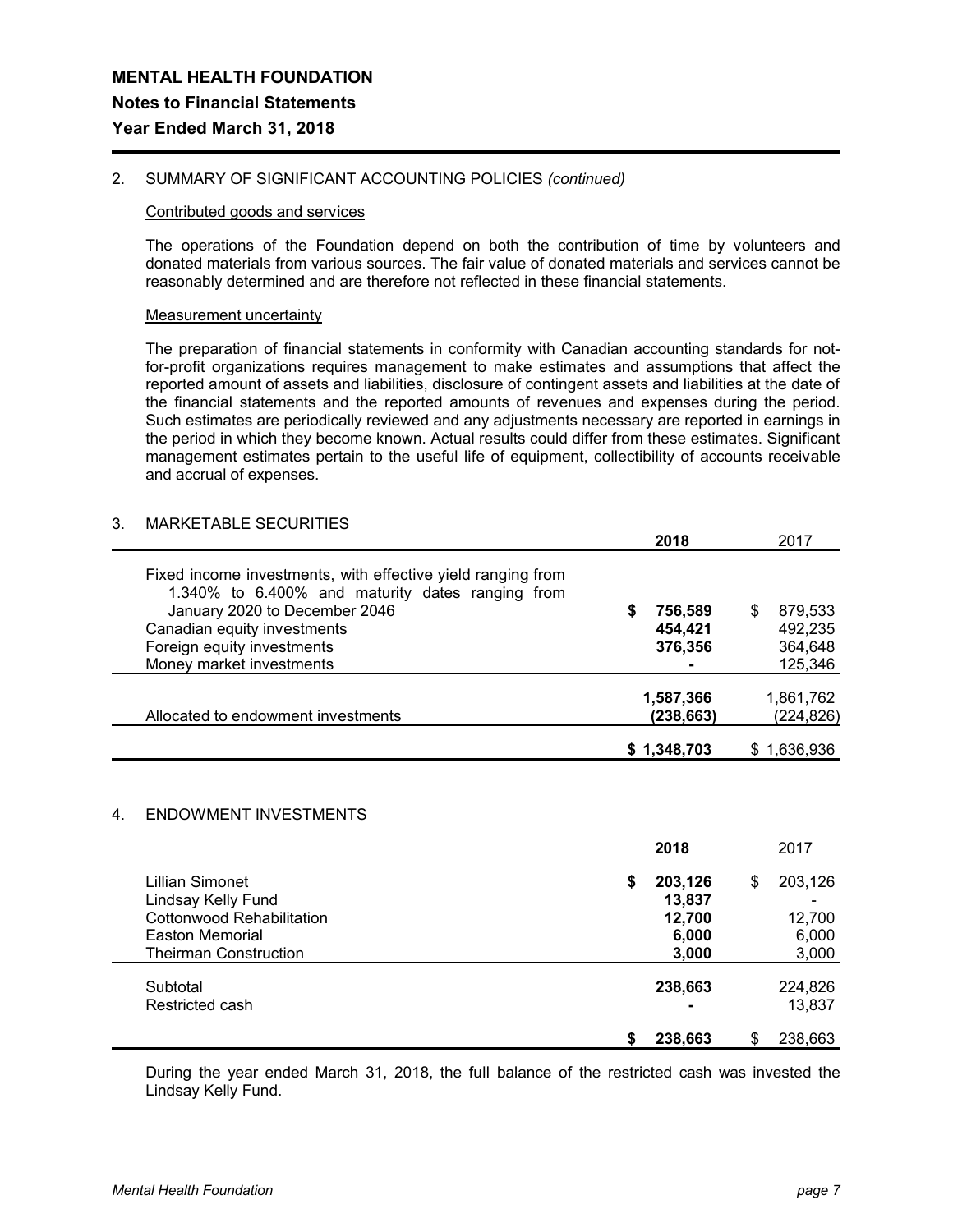# MENTAL HEALTH FOUNDATION

## Notes to Financial Statements

### Year Ended March 31, 2018

2. SUMMARY OF SIGNIFICANT ACCOUNTING POLICIES *(continued)*

Contributed goods and services

The operations of the Foundation depend on both the contribution of time by volunteers and donated materials from various sources. The fair value of donated materials and services cannot be reasonably determined and are therefore not reflected in these financial statements.

Measurement uncertainty

The preparation of financial statements in conformity with Canadian accounting standards for not-for-profit organizations requires management to make estimates and assumptions that affect the reported amount of assets and liabilities, disclosure of contingent assets and liabilities at the date of the financial statements and the reported amounts of revenues and expenses during the period. Such estimates are periodically reviewed and any adjustments necessary are reported in earnings in the period in which they become known. Actual results could differ from these estimates. Significant management estimates pertain to the useful life of equipment, collectibility of accounts receivable and accrual of expenses.

3. MARKETABLE SECURITIES

| | **2018** | 2017 |
|---|---|---|
| Fixed income investments, with effective yield ranging from 1.340% to 6.400% and maturity dates ranging from January 2020 to December 2046 | **$ 756,589** | $ 879,533 |
| Canadian equity investments | **454,421** | 492,235 |
| Foreign equity investments | **376,356** | 364,648 |
| Money market investments | **-** | 125,346 |
| | **1,587,366** | 1,861,762 |
| Allocated to endowment investments | **(238,663)** | (224,826) |
| | **$ 1,348,703** | $ 1,636,936 |

4. ENDOWMENT INVESTMENTS

| | **2018** | 2017 |
|---|---|---|
| Lillian Simonet | **$ 203,126** | $ 203,126 |
| Lindsay Kelly Fund | **13,837** | - |
| Cottonwood Rehabilitation | **12,700** | 12,700 |
| Easton Memorial | **6,000** | 6,000 |
| Theirman Construction | **3,000** | 3,000 |
| Subtotal | **238,663** | 224,826 |
| Restricted cash | **-** | 13,837 |
| | **$ 238,663** | $ 238,663 |

During the year ended March 31, 2018, the full balance of the restricted cash was invested the Lindsay Kelly Fund.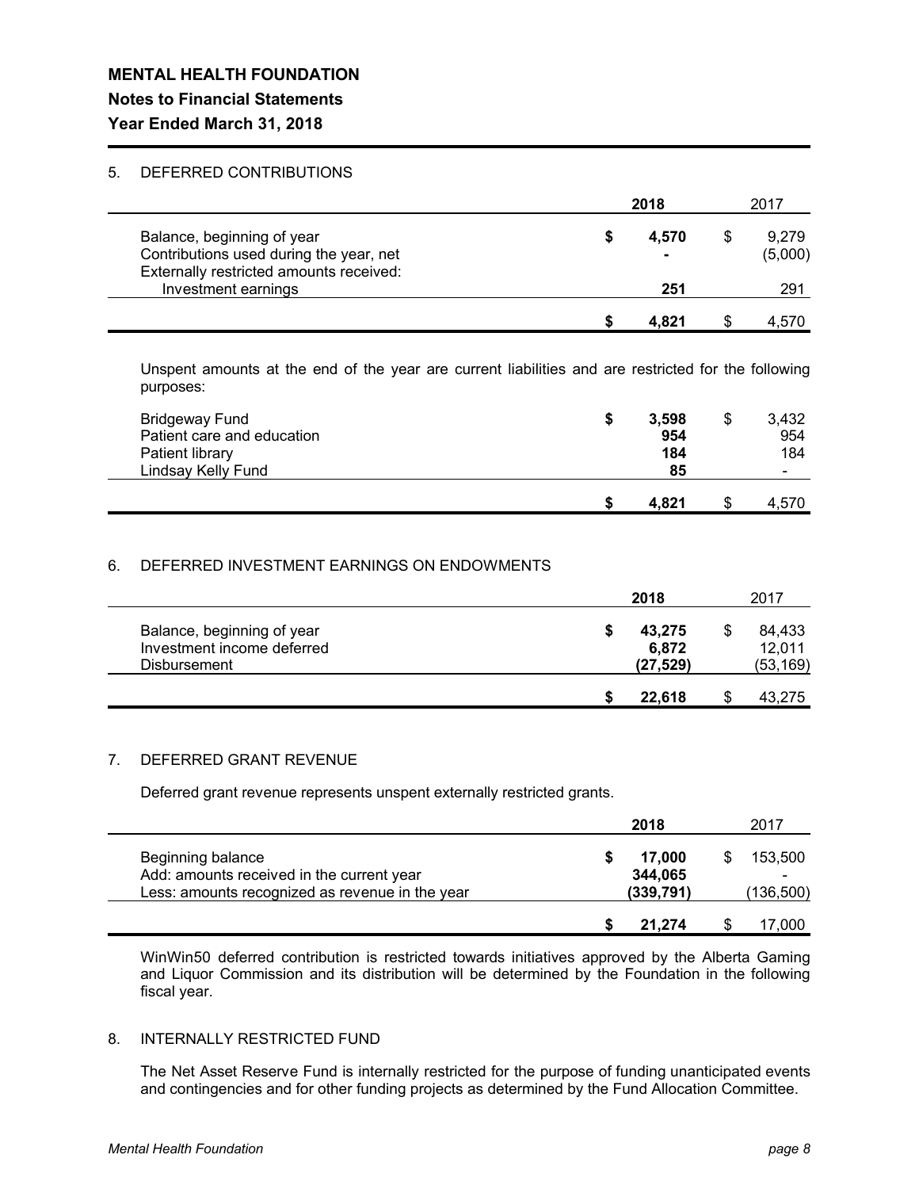**MENTAL HEALTH FOUNDATION**

**Notes to Financial Statements**

**Year Ended March 31, 2018**

5. DEFERRED CONTRIBUTIONS

| | **2018** | 2017 |
|---|---|---|
| Balance, beginning of year | **$ 4,570** | $ 9,279 |
| Contributions used during the year, net | **-** | (5,000) |
| Externally restricted amounts received: | | |
| Investment earnings | **251** | 291 |
| | **$ 4,821** | $ 4,570 |

Unspent amounts at the end of the year are current liabilities and are restricted for the following purposes:

| | **2018** | 2017 |
|---|---|---|
| Bridgeway Fund | **$ 3,598** | $ 3,432 |
| Patient care and education | **954** | 954 |
| Patient library | **184** | 184 |
| Lindsay Kelly Fund | **85** | - |
| | **$ 4,821** | $ 4,570 |

6. DEFERRED INVESTMENT EARNINGS ON ENDOWMENTS

| | **2018** | 2017 |
|---|---|---|
| Balance, beginning of year | **$ 43,275** | $ 84,433 |
| Investment income deferred | **6,872** | 12,011 |
| Disbursement | **(27,529)** | (53,169) |
| | **$ 22,618** | $ 43,275 |

7. DEFERRED GRANT REVENUE

Deferred grant revenue represents unspent externally restricted grants.

| | **2018** | 2017 |
|---|---|---|
| Beginning balance | **$ 17,000** | $ 153,500 |
| Add: amounts received in the current year | **344,065** | - |
| Less: amounts recognized as revenue in the year | **(339,791)** | (136,500) |
| | **$ 21,274** | $ 17,000 |

WinWin50 deferred contribution is restricted towards initiatives approved by the Alberta Gaming and Liquor Commission and its distribution will be determined by the Foundation in the following fiscal year.

8. INTERNALLY RESTRICTED FUND

The Net Asset Reserve Fund is internally restricted for the purpose of funding unanticipated events and contingencies and for other funding projects as determined by the Fund Allocation Committee.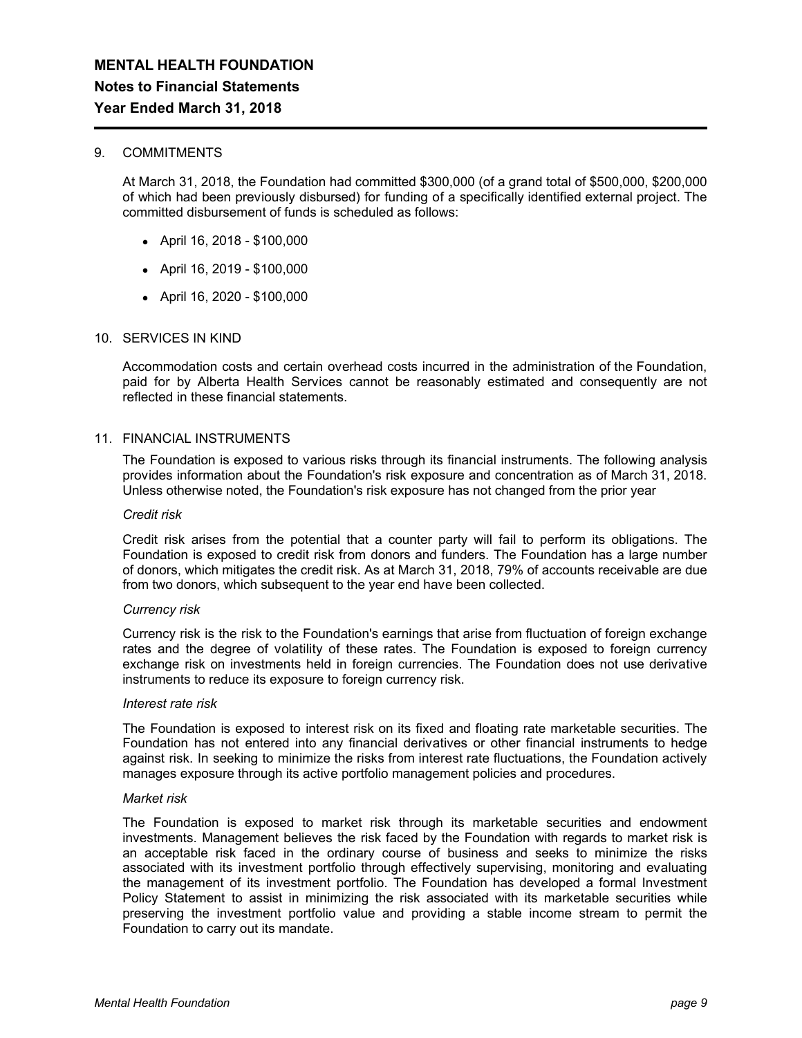## 9. COMMITMENTS

At March 31, 2018, the Foundation had committed $300,000 (of a grand total of $500,000, $200,000 of which had been previously disbursed) for funding of a specifically identified external project. The committed disbursement of funds is scheduled as follows:

- April 16, 2018 - $100,000
- April 16, 2019 - $100,000
- April 16, 2020 - $100,000

## 10. SERVICES IN KIND

Accommodation costs and certain overhead costs incurred in the administration of the Foundation, paid for by Alberta Health Services cannot be reasonably estimated and consequently are not reflected in these financial statements.

## 11. FINANCIAL INSTRUMENTS

The Foundation is exposed to various risks through its financial instruments. The following analysis provides information about the Foundation's risk exposure and concentration as of March 31, 2018. Unless otherwise noted, the Foundation's risk exposure has not changed from the prior year

*Credit risk*

Credit risk arises from the potential that a counter party will fail to perform its obligations. The Foundation is exposed to credit risk from donors and funders. The Foundation has a large number of donors, which mitigates the credit risk. As at March 31, 2018, 79% of accounts receivable are due from two donors, which subsequent to the year end have been collected.

*Currency risk*

Currency risk is the risk to the Foundation's earnings that arise from fluctuation of foreign exchange rates and the degree of volatility of these rates. The Foundation is exposed to foreign currency exchange risk on investments held in foreign currencies. The Foundation does not use derivative instruments to reduce its exposure to foreign currency risk.

*Interest rate risk*

The Foundation is exposed to interest risk on its fixed and floating rate marketable securities. The Foundation has not entered into any financial derivatives or other financial instruments to hedge against risk. In seeking to minimize the risks from interest rate fluctuations, the Foundation actively manages exposure through its active portfolio management policies and procedures.

*Market risk*

The Foundation is exposed to market risk through its marketable securities and endowment investments. Management believes the risk faced by the Foundation with regards to market risk is an acceptable risk faced in the ordinary course of business and seeks to minimize the risks associated with its investment portfolio through effectively supervising, monitoring and evaluating the management of its investment portfolio. The Foundation has developed a formal Investment Policy Statement to assist in minimizing the risk associated with its marketable securities while preserving the investment portfolio value and providing a stable income stream to permit the Foundation to carry out its mandate.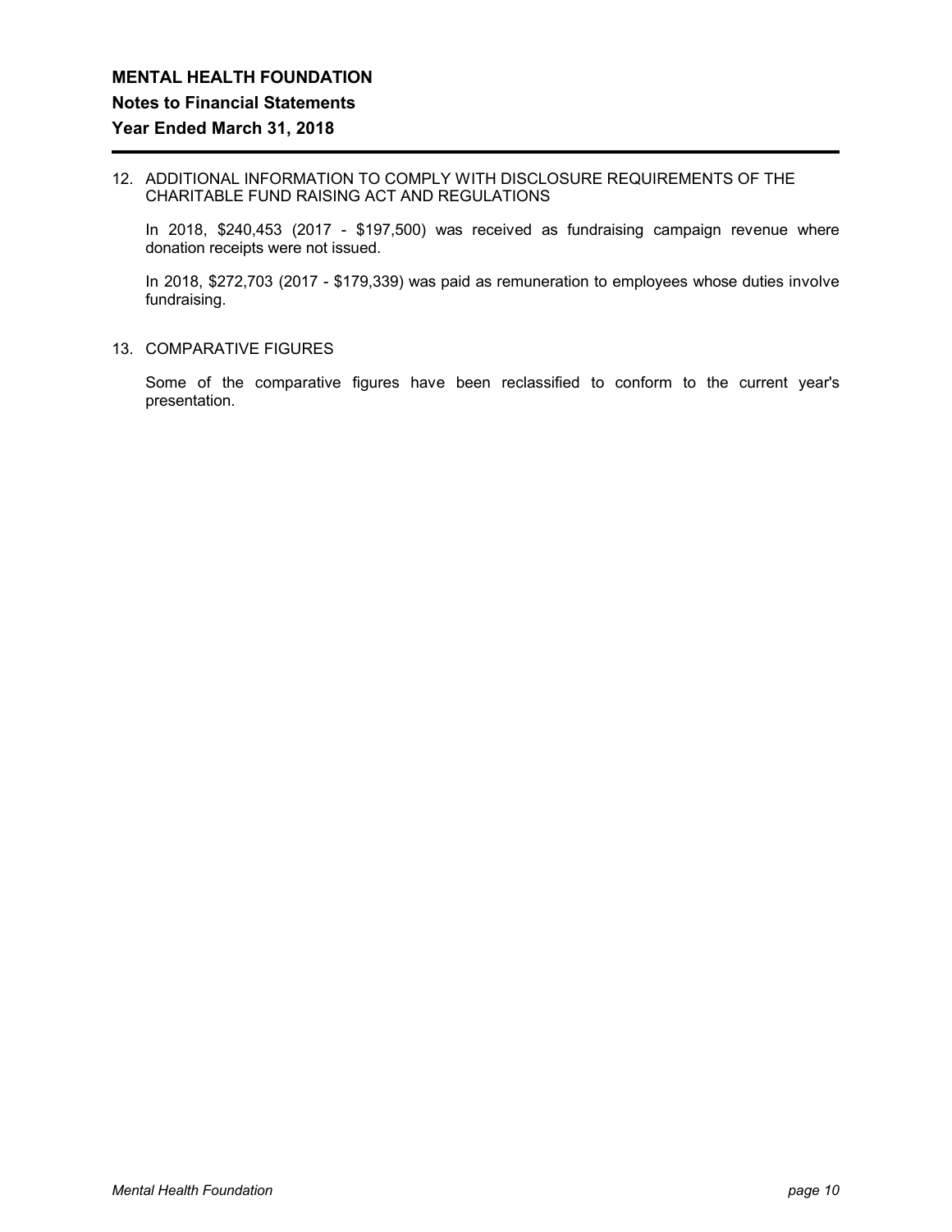**MENTAL HEALTH FOUNDATION**

**Notes to Financial Statements**

**Year Ended March 31, 2018**

12. ADDITIONAL INFORMATION TO COMPLY WITH DISCLOSURE REQUIREMENTS OF THE CHARITABLE FUND RAISING ACT AND REGULATIONS

    In 2018, $240,453 (2017 - $197,500) was received as fundraising campaign revenue where donation receipts were not issued.

    In 2018, $272,703 (2017 - $179,339) was paid as remuneration to employees whose duties involve fundraising.

13. COMPARATIVE FIGURES

    Some of the comparative figures have been reclassified to conform to the current year's presentation.